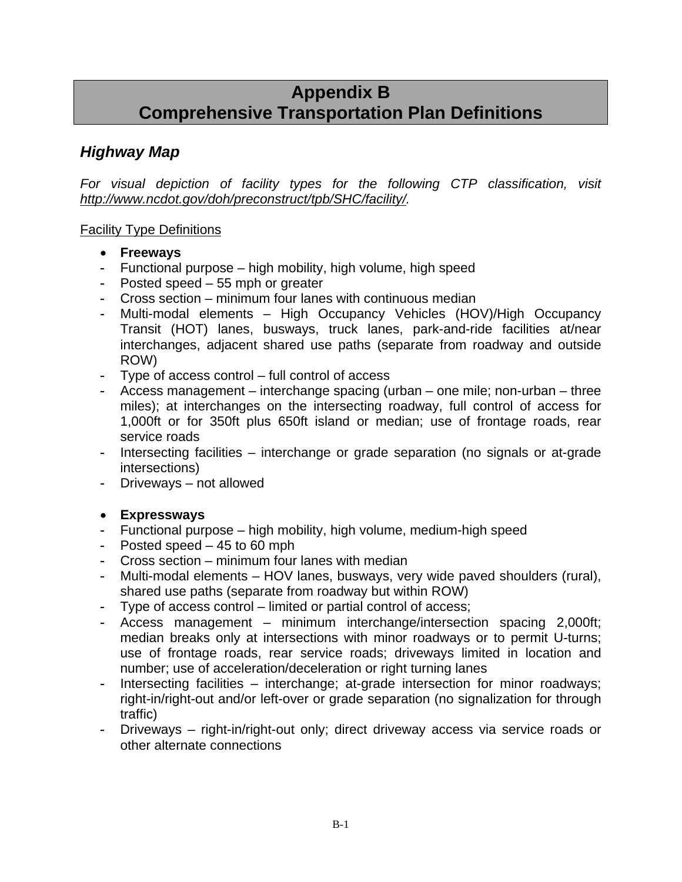# Appendix B
# Comprehensive Transportation Plan Definitions

## *Highway Map*

*For visual depiction of facility types for the following CTP classification, visit [http://www.ncdot.gov/doh/preconstruct/tpb/SHC/facility/](http://www.ncdot.gov/doh/preconstruct/tpb/SHC/facility/).*

Facility Type Definitions

- **Freeways**
- Functional purpose – high mobility, high volume, high speed
- Posted speed – 55 mph or greater
- Cross section – minimum four lanes with continuous median
- Multi-modal elements – High Occupancy Vehicles (HOV)/High Occupancy Transit (HOT) lanes, busways, truck lanes, park-and-ride facilities at/near interchanges, adjacent shared use paths (separate from roadway and outside ROW)
- Type of access control – full control of access
- Access management – interchange spacing (urban – one mile; non-urban – three miles); at interchanges on the intersecting roadway, full control of access for 1,000ft or for 350ft plus 650ft island or median; use of frontage roads, rear service roads
- Intersecting facilities – interchange or grade separation (no signals or at-grade intersections)
- Driveways – not allowed

- **Expressways**
- Functional purpose – high mobility, high volume, medium-high speed
- Posted speed – 45 to 60 mph
- Cross section – minimum four lanes with median
- Multi-modal elements – HOV lanes, busways, very wide paved shoulders (rural), shared use paths (separate from roadway but within ROW)
- Type of access control – limited or partial control of access;
- Access management – minimum interchange/intersection spacing 2,000ft; median breaks only at intersections with minor roadways or to permit U-turns; use of frontage roads, rear service roads; driveways limited in location and number; use of acceleration/deceleration or right turning lanes
- Intersecting facilities – interchange; at-grade intersection for minor roadways; right-in/right-out and/or left-over or grade separation (no signalization for through traffic)
- Driveways – right-in/right-out only; direct driveway access via service roads or other alternate connections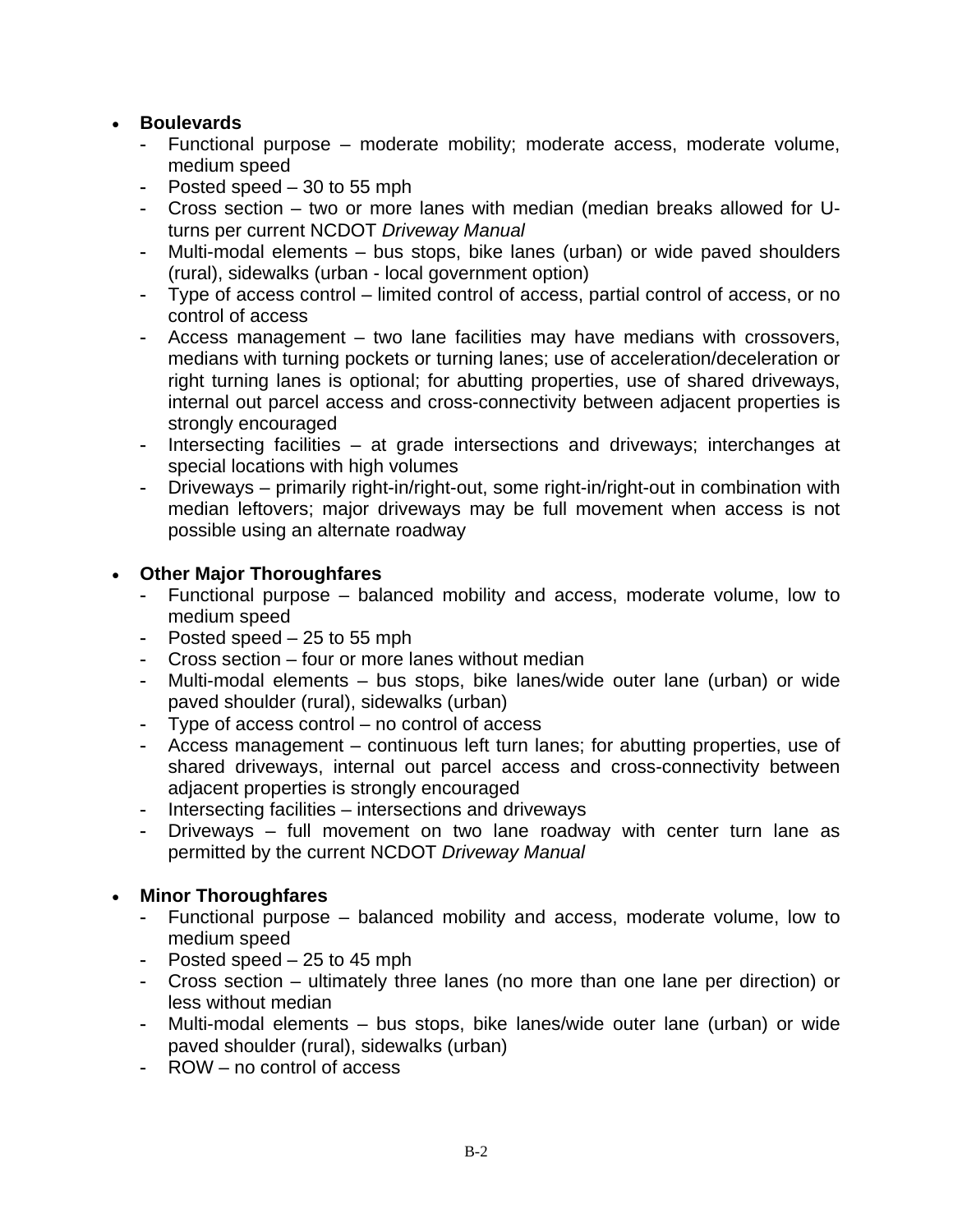- **Boulevards**
  - Functional purpose – moderate mobility; moderate access, moderate volume, medium speed
  - Posted speed – 30 to 55 mph
  - Cross section – two or more lanes with median (median breaks allowed for U-turns per current NCDOT *Driveway Manual*
  - Multi-modal elements – bus stops, bike lanes (urban) or wide paved shoulders (rural), sidewalks (urban - local government option)
  - Type of access control – limited control of access, partial control of access, or no control of access
  - Access management – two lane facilities may have medians with crossovers, medians with turning pockets or turning lanes; use of acceleration/deceleration or right turning lanes is optional; for abutting properties, use of shared driveways, internal out parcel access and cross-connectivity between adjacent properties is strongly encouraged
  - Intersecting facilities – at grade intersections and driveways; interchanges at special locations with high volumes
  - Driveways – primarily right-in/right-out, some right-in/right-out in combination with median leftovers; major driveways may be full movement when access is not possible using an alternate roadway

- **Other Major Thoroughfares**
  - Functional purpose – balanced mobility and access, moderate volume, low to medium speed
  - Posted speed – 25 to 55 mph
  - Cross section – four or more lanes without median
  - Multi-modal elements – bus stops, bike lanes/wide outer lane (urban) or wide paved shoulder (rural), sidewalks (urban)
  - Type of access control – no control of access
  - Access management – continuous left turn lanes; for abutting properties, use of shared driveways, internal out parcel access and cross-connectivity between adjacent properties is strongly encouraged
  - Intersecting facilities – intersections and driveways
  - Driveways – full movement on two lane roadway with center turn lane as permitted by the current NCDOT *Driveway Manual*

- **Minor Thoroughfares**
  - Functional purpose – balanced mobility and access, moderate volume, low to medium speed
  - Posted speed – 25 to 45 mph
  - Cross section – ultimately three lanes (no more than one lane per direction) or less without median
  - Multi-modal elements – bus stops, bike lanes/wide outer lane (urban) or wide paved shoulder (rural), sidewalks (urban)
  - ROW – no control of access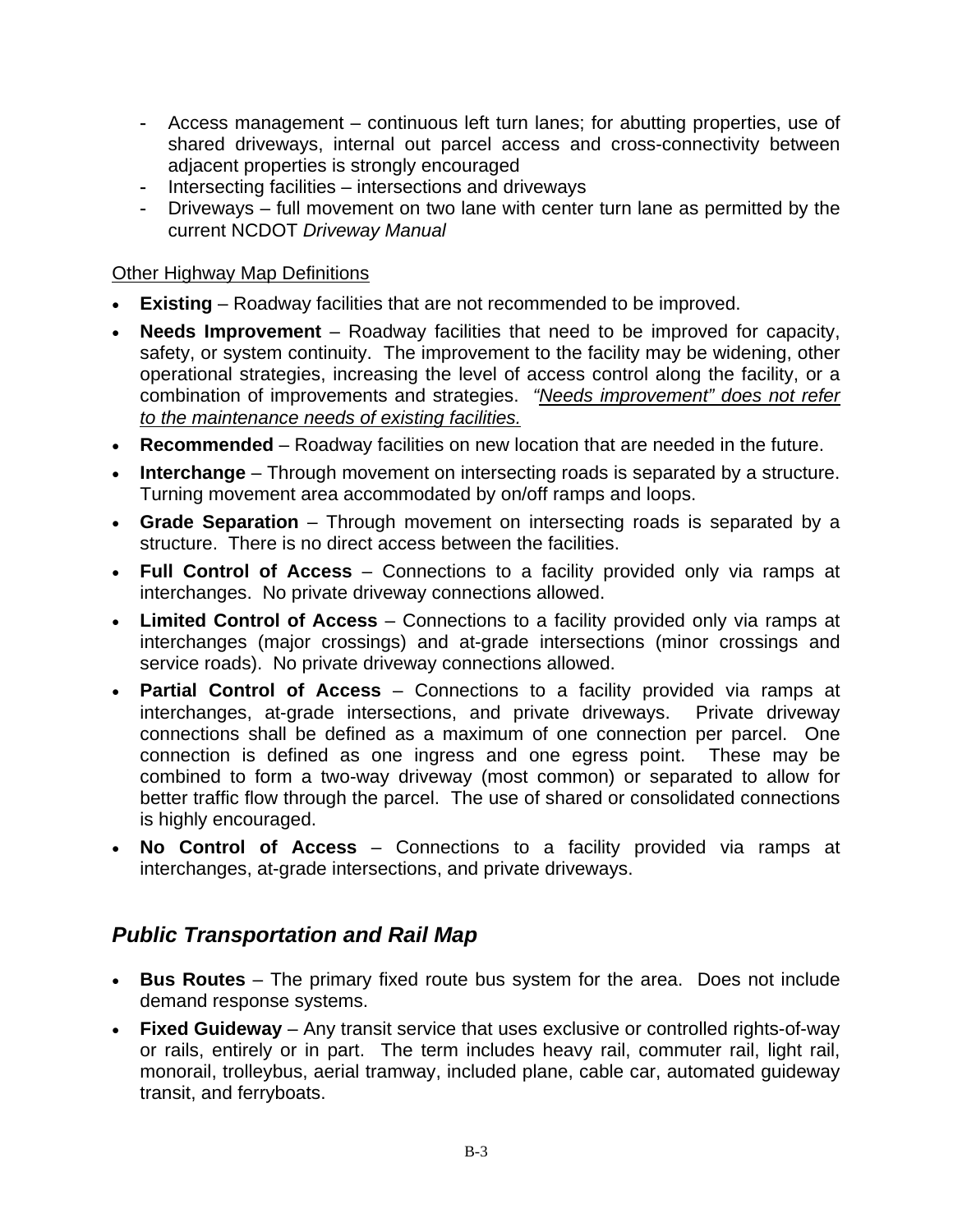- Access management – continuous left turn lanes; for abutting properties, use of shared driveways, internal out parcel access and cross-connectivity between adjacent properties is strongly encouraged
- Intersecting facilities – intersections and driveways
- Driveways – full movement on two lane with center turn lane as permitted by the current NCDOT *Driveway Manual*

<u>Other Highway Map Definitions</u>

- **Existing** – Roadway facilities that are not recommended to be improved.
- **Needs Improvement** – Roadway facilities that need to be improved for capacity, safety, or system continuity. The improvement to the facility may be widening, other operational strategies, increasing the level of access control along the facility, or a combination of improvements and strategies. *<u>"Needs improvement" does not refer to the maintenance needs of existing facilities.</u>*
- **Recommended** – Roadway facilities on new location that are needed in the future.
- **Interchange** – Through movement on intersecting roads is separated by a structure. Turning movement area accommodated by on/off ramps and loops.
- **Grade Separation** – Through movement on intersecting roads is separated by a structure. There is no direct access between the facilities.
- **Full Control of Access** – Connections to a facility provided only via ramps at interchanges. No private driveway connections allowed.
- **Limited Control of Access** – Connections to a facility provided only via ramps at interchanges (major crossings) and at-grade intersections (minor crossings and service roads). No private driveway connections allowed.
- **Partial Control of Access** – Connections to a facility provided via ramps at interchanges, at-grade intersections, and private driveways. Private driveway connections shall be defined as a maximum of one connection per parcel. One connection is defined as one ingress and one egress point. These may be combined to form a two-way driveway (most common) or separated to allow for better traffic flow through the parcel. The use of shared or consolidated connections is highly encouraged.
- **No Control of Access** – Connections to a facility provided via ramps at interchanges, at-grade intersections, and private driveways.

## *Public Transportation and Rail Map*

- **Bus Routes** – The primary fixed route bus system for the area. Does not include demand response systems.
- **Fixed Guideway** – Any transit service that uses exclusive or controlled rights-of-way or rails, entirely or in part. The term includes heavy rail, commuter rail, light rail, monorail, trolleybus, aerial tramway, included plane, cable car, automated guideway transit, and ferryboats.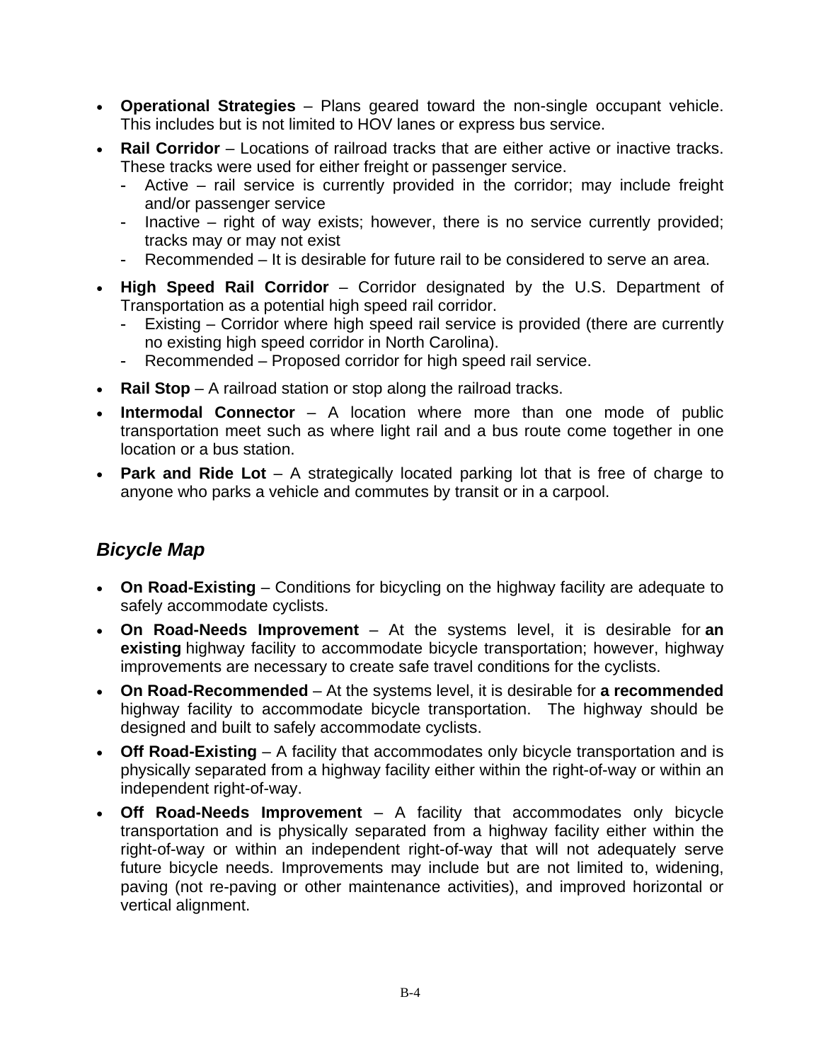- **Operational Strategies** – Plans geared toward the non-single occupant vehicle. This includes but is not limited to HOV lanes or express bus service.
- **Rail Corridor** – Locations of railroad tracks that are either active or inactive tracks. These tracks were used for either freight or passenger service.
  - Active – rail service is currently provided in the corridor; may include freight and/or passenger service
  - Inactive – right of way exists; however, there is no service currently provided; tracks may or may not exist
  - Recommended – It is desirable for future rail to be considered to serve an area.
- **High Speed Rail Corridor** – Corridor designated by the U.S. Department of Transportation as a potential high speed rail corridor.
  - Existing – Corridor where high speed rail service is provided (there are currently no existing high speed corridor in North Carolina).
  - Recommended – Proposed corridor for high speed rail service.
- **Rail Stop** – A railroad station or stop along the railroad tracks.
- **Intermodal Connector** – A location where more than one mode of public transportation meet such as where light rail and a bus route come together in one location or a bus station.
- **Park and Ride Lot** – A strategically located parking lot that is free of charge to anyone who parks a vehicle and commutes by transit or in a carpool.

## *Bicycle Map*

- **On Road-Existing** – Conditions for bicycling on the highway facility are adequate to safely accommodate cyclists.
- **On Road-Needs Improvement** – At the systems level, it is desirable for **an existing** highway facility to accommodate bicycle transportation; however, highway improvements are necessary to create safe travel conditions for the cyclists.
- **On Road-Recommended** – At the systems level, it is desirable for **a recommended** highway facility to accommodate bicycle transportation. The highway should be designed and built to safely accommodate cyclists.
- **Off Road-Existing** – A facility that accommodates only bicycle transportation and is physically separated from a highway facility either within the right-of-way or within an independent right-of-way.
- **Off Road-Needs Improvement** – A facility that accommodates only bicycle transportation and is physically separated from a highway facility either within the right-of-way or within an independent right-of-way that will not adequately serve future bicycle needs. Improvements may include but are not limited to, widening, paving (not re-paving or other maintenance activities), and improved horizontal or vertical alignment.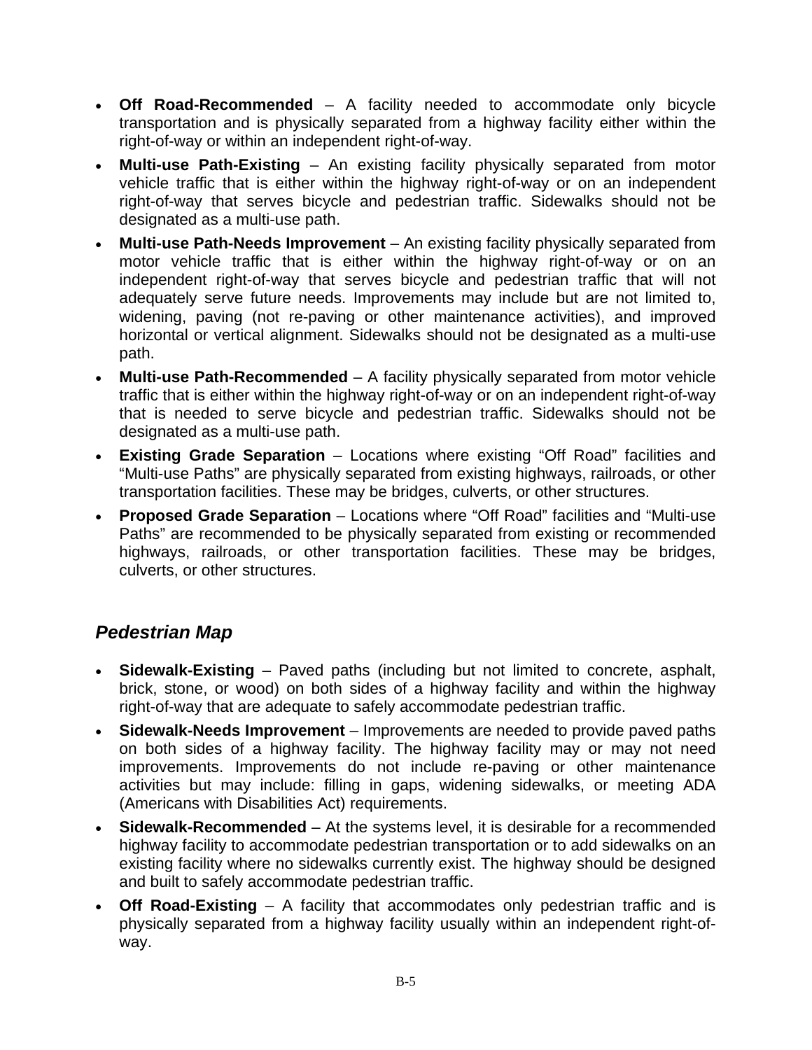- **Off Road-Recommended** – A facility needed to accommodate only bicycle transportation and is physically separated from a highway facility either within the right-of-way or within an independent right-of-way.
- **Multi-use Path-Existing** – An existing facility physically separated from motor vehicle traffic that is either within the highway right-of-way or on an independent right-of-way that serves bicycle and pedestrian traffic. Sidewalks should not be designated as a multi-use path.
- **Multi-use Path-Needs Improvement** – An existing facility physically separated from motor vehicle traffic that is either within the highway right-of-way or on an independent right-of-way that serves bicycle and pedestrian traffic that will not adequately serve future needs. Improvements may include but are not limited to, widening, paving (not re-paving or other maintenance activities), and improved horizontal or vertical alignment. Sidewalks should not be designated as a multi-use path.
- **Multi-use Path-Recommended** – A facility physically separated from motor vehicle traffic that is either within the highway right-of-way or on an independent right-of-way that is needed to serve bicycle and pedestrian traffic. Sidewalks should not be designated as a multi-use path.
- **Existing Grade Separation** – Locations where existing "Off Road" facilities and "Multi-use Paths" are physically separated from existing highways, railroads, or other transportation facilities. These may be bridges, culverts, or other structures.
- **Proposed Grade Separation** – Locations where "Off Road" facilities and "Multi-use Paths" are recommended to be physically separated from existing or recommended highways, railroads, or other transportation facilities. These may be bridges, culverts, or other structures.

### *Pedestrian Map*

- **Sidewalk-Existing** – Paved paths (including but not limited to concrete, asphalt, brick, stone, or wood) on both sides of a highway facility and within the highway right-of-way that are adequate to safely accommodate pedestrian traffic.
- **Sidewalk-Needs Improvement** – Improvements are needed to provide paved paths on both sides of a highway facility. The highway facility may or may not need improvements. Improvements do not include re-paving or other maintenance activities but may include: filling in gaps, widening sidewalks, or meeting ADA (Americans with Disabilities Act) requirements.
- **Sidewalk-Recommended** – At the systems level, it is desirable for a recommended highway facility to accommodate pedestrian transportation or to add sidewalks on an existing facility where no sidewalks currently exist. The highway should be designed and built to safely accommodate pedestrian traffic.
- **Off Road-Existing** – A facility that accommodates only pedestrian traffic and is physically separated from a highway facility usually within an independent right-of-way.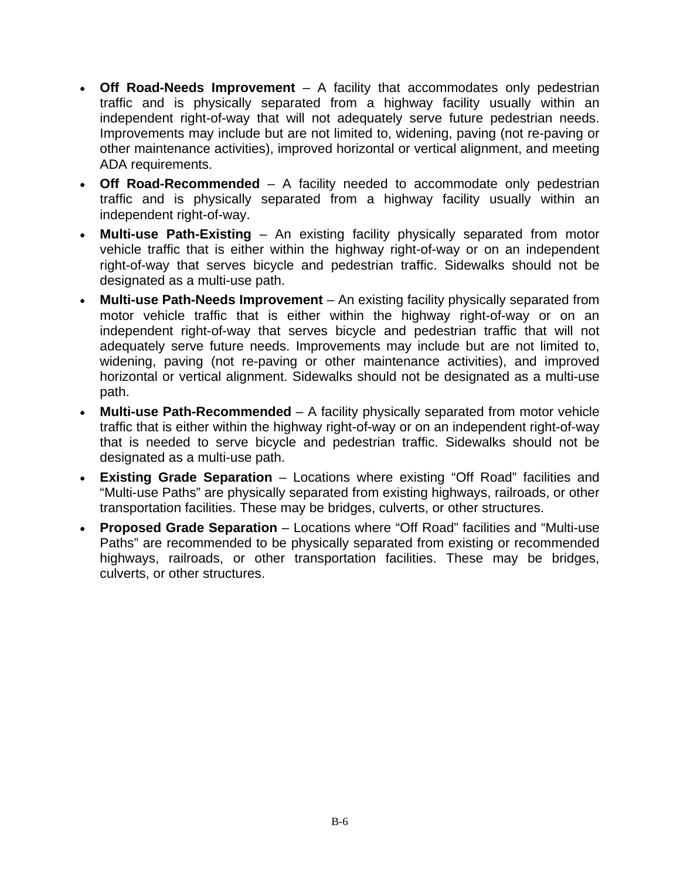- **Off Road-Needs Improvement** – A facility that accommodates only pedestrian traffic and is physically separated from a highway facility usually within an independent right-of-way that will not adequately serve future pedestrian needs. Improvements may include but are not limited to, widening, paving (not re-paving or other maintenance activities), improved horizontal or vertical alignment, and meeting ADA requirements.
- **Off Road-Recommended** – A facility needed to accommodate only pedestrian traffic and is physically separated from a highway facility usually within an independent right-of-way.
- **Multi-use Path-Existing** – An existing facility physically separated from motor vehicle traffic that is either within the highway right-of-way or on an independent right-of-way that serves bicycle and pedestrian traffic. Sidewalks should not be designated as a multi-use path.
- **Multi-use Path-Needs Improvement** – An existing facility physically separated from motor vehicle traffic that is either within the highway right-of-way or on an independent right-of-way that serves bicycle and pedestrian traffic that will not adequately serve future needs. Improvements may include but are not limited to, widening, paving (not re-paving or other maintenance activities), and improved horizontal or vertical alignment. Sidewalks should not be designated as a multi-use path.
- **Multi-use Path-Recommended** – A facility physically separated from motor vehicle traffic that is either within the highway right-of-way or on an independent right-of-way that is needed to serve bicycle and pedestrian traffic. Sidewalks should not be designated as a multi-use path.
- **Existing Grade Separation** – Locations where existing "Off Road" facilities and "Multi-use Paths" are physically separated from existing highways, railroads, or other transportation facilities. These may be bridges, culverts, or other structures.
- **Proposed Grade Separation** – Locations where "Off Road" facilities and "Multi-use Paths" are recommended to be physically separated from existing or recommended highways, railroads, or other transportation facilities. These may be bridges, culverts, or other structures.